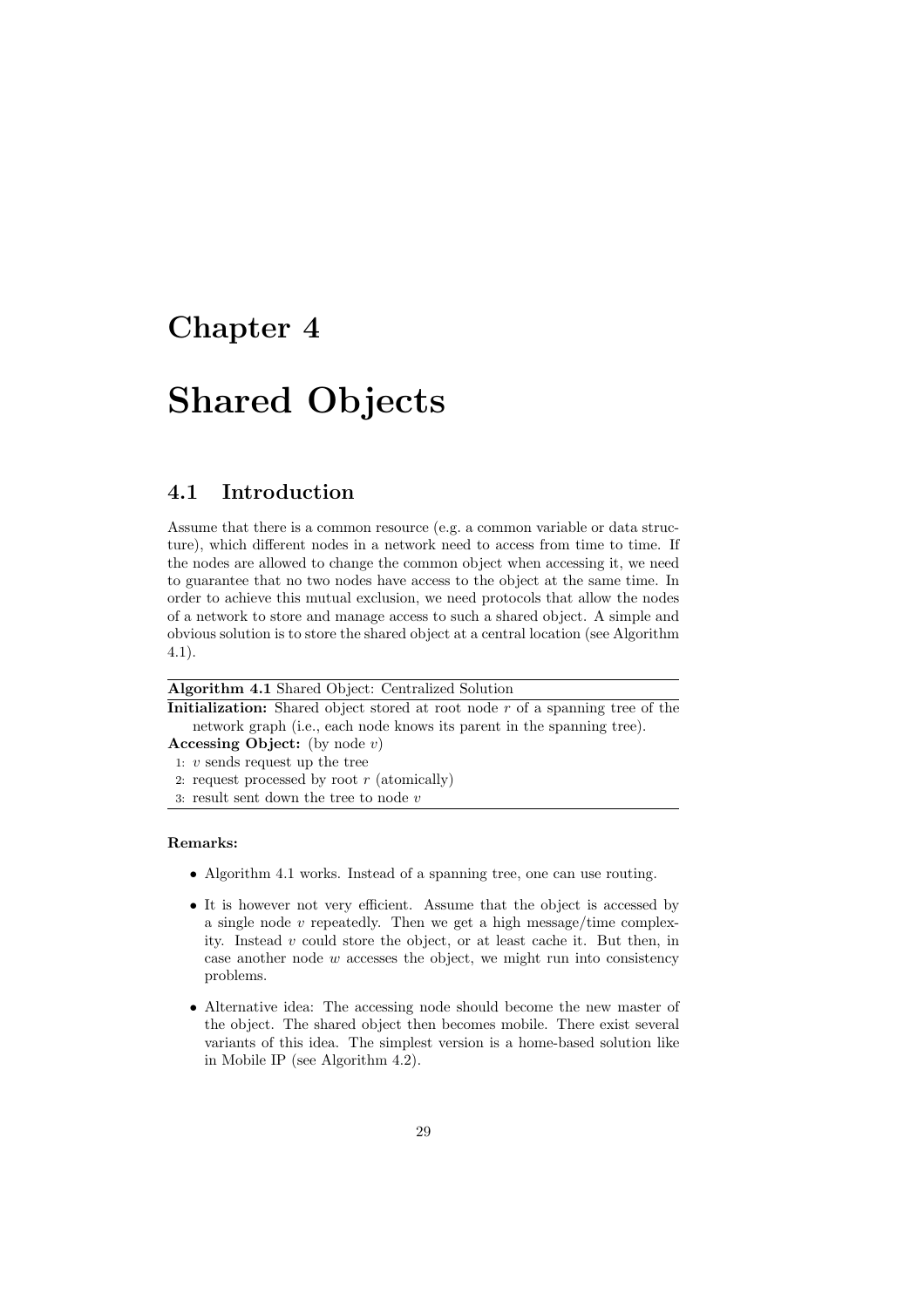# Chapter 4

# Shared Objects

## 4.1 Introduction

Assume that there is a common resource (e.g. a common variable or data structure), which different nodes in a network need to access from time to time. If the nodes are allowed to change the common object when accessing it, we need to guarantee that no two nodes have access to the object at the same time. In order to achieve this mutual exclusion, we need protocols that allow the nodes of a network to store and manage access to such a shared object. A simple and obvious solution is to store the shared object at a central location (see Algorithm 4.1).

---

**Algorithm 4.1** Shared Object: Centralized Solution

---

**Initialization:** Shared object stored at root node $r$ of a spanning tree of the network graph (i.e., each node knows its parent in the spanning tree).

**Accessing Object:** (by node $v$)

1: $v$ sends request up the tree
2: request processed by root $r$ (atomically)
3: result sent down the tree to node $v$

---

**Remarks:**

- Algorithm 4.1 works. Instead of a spanning tree, one can use routing.
- It is however not very efficient. Assume that the object is accessed by a single node $v$ repeatedly. Then we get a high message/time complexity. Instead $v$ could store the object, or at least cache it. But then, in case another node $w$ accesses the object, we might run into consistency problems.
- Alternative idea: The accessing node should become the new master of the object. The shared object then becomes mobile. There exist several variants of this idea. The simplest version is a home-based solution like in Mobile IP (see Algorithm 4.2).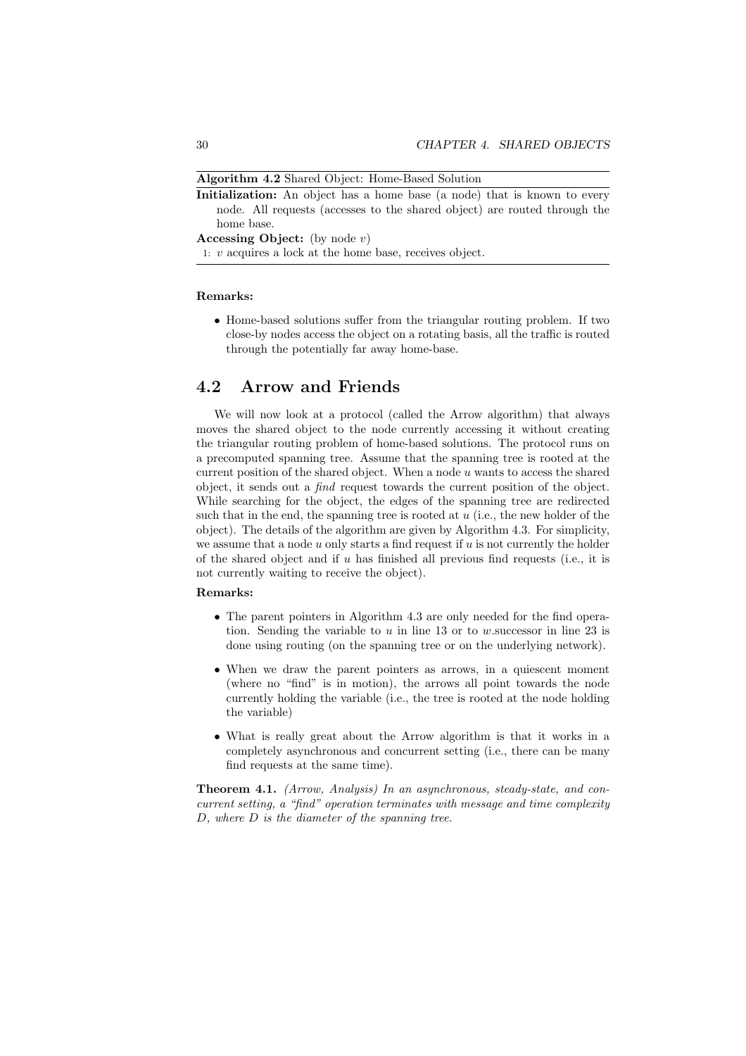**Algorithm 4.2** Shared Object: Home-Based Solution

**Initialization:** An object has a home base (a node) that is known to every node. All requests (accesses to the shared object) are routed through the home base.

**Accessing Object:** (by node $v$)

1: $v$ acquires a lock at the home base, receives object.

**Remarks:**

- Home-based solutions suffer from the triangular routing problem. If two close-by nodes access the object on a rotating basis, all the traffic is routed through the potentially far away home-base.

## 4.2 Arrow and Friends

We will now look at a protocol (called the Arrow algorithm) that always moves the shared object to the node currently accessing it without creating the triangular routing problem of home-based solutions. The protocol runs on a precomputed spanning tree. Assume that the spanning tree is rooted at the current position of the shared object. When a node $u$ wants to access the shared object, it sends out a *find* request towards the current position of the object. While searching for the object, the edges of the spanning tree are redirected such that in the end, the spanning tree is rooted at $u$ (i.e., the new holder of the object). The details of the algorithm are given by Algorithm 4.3. For simplicity, we assume that a node $u$ only starts a find request if $u$ is not currently the holder of the shared object and if $u$ has finished all previous find requests (i.e., it is not currently waiting to receive the object).

**Remarks:**

- The parent pointers in Algorithm 4.3 are only needed for the find operation. Sending the variable to $u$ in line 13 or to $w$.successor in line 23 is done using routing (on the spanning tree or on the underlying network).
- When we draw the parent pointers as arrows, in a quiescent moment (where no "find" is in motion), the arrows all point towards the node currently holding the variable (i.e., the tree is rooted at the node holding the variable)
- What is really great about the Arrow algorithm is that it works in a completely asynchronous and concurrent setting (i.e., there can be many find requests at the same time).

**Theorem 4.1.** *(Arrow, Analysis) In an asynchronous, steady-state, and concurrent setting, a "find" operation terminates with message and time complexity $D$, where $D$ is the diameter of the spanning tree.*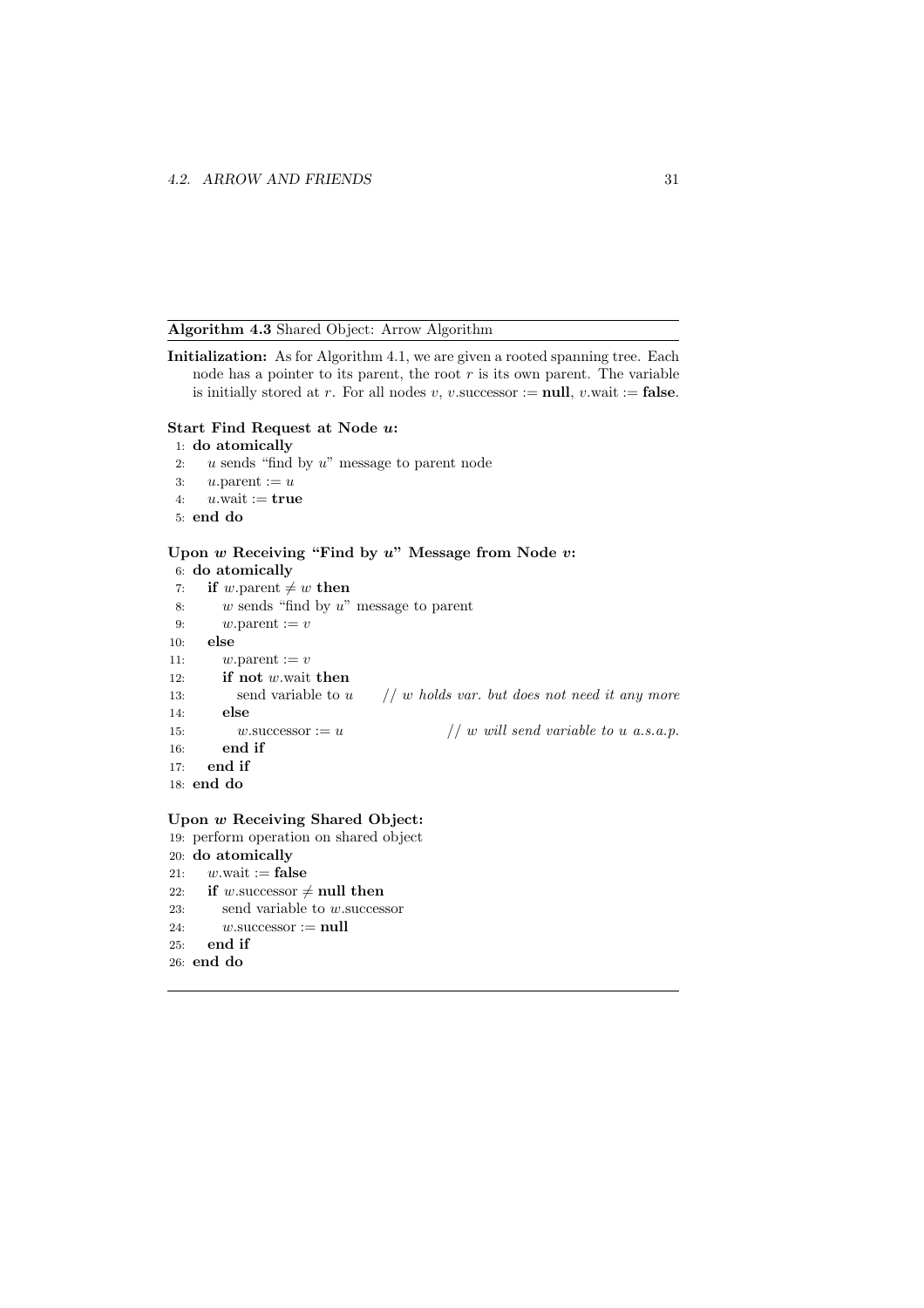**Algorithm 4.3** Shared Object: Arrow Algorithm

**Initialization:** As for Algorithm 4.1, we are given a rooted spanning tree. Each node has a pointer to its parent, the root $r$ is its own parent. The variable is initially stored at $r$. For all nodes $v$, $v$.successor := **null**, $v$.wait := **false**.

**Start Find Request at Node $u$:**

```
1:  do atomically
2:    u sends "find by u" message to parent node
3:    u.parent := u
4:    u.wait := true
5:  end do
```

**Upon $w$ Receiving "Find by $u$" Message from Node $v$:**

```
6:  do atomically
7:    if w.parent ≠ w then
8:      w sends "find by u" message to parent
9:      w.parent := v
10:   else
11:     w.parent := v
12:     if not w.wait then
13:       send variable to u      // w holds var. but does not need it any more
14:     else
15:       w.successor := u        // w will send variable to u a.s.a.p.
16:     end if
17:   end if
18: end do
```

**Upon $w$ Receiving Shared Object:**

```
19: perform operation on shared object
20: do atomically
21:   w.wait := false
22:   if w.successor ≠ null then
23:     send variable to w.successor
24:     w.successor := null
25:   end if
26: end do
```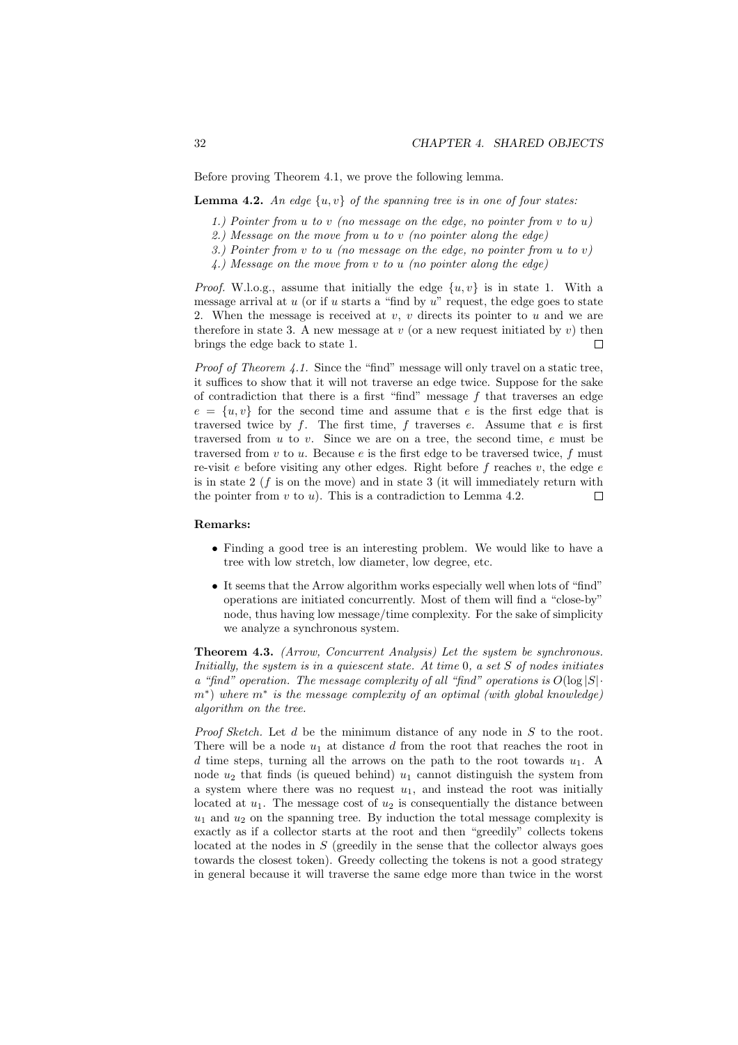Before proving Theorem 4.1, we prove the following lemma.

**Lemma 4.2.** *An edge $\{u, v\}$ of the spanning tree is in one of four states:*

*1.) Pointer from $u$ to $v$ (no message on the edge, no pointer from $v$ to $u$)*
*2.) Message on the move from $u$ to $v$ (no pointer along the edge)*
*3.) Pointer from $v$ to $u$ (no message on the edge, no pointer from $u$ to $v$)*
*4.) Message on the move from $v$ to $u$ (no pointer along the edge)*

*Proof.* W.l.o.g., assume that initially the edge $\{u, v\}$ is in state 1. With a message arrival at $u$ (or if $u$ starts a "find by $u$" request, the edge goes to state 2. When the message is received at $v$, $v$ directs its pointer to $u$ and we are therefore in state 3. A new message at $v$ (or a new request initiated by $v$) then brings the edge back to state 1. □

*Proof of Theorem 4.1.* Since the "find" message will only travel on a static tree, it suffices to show that it will not traverse an edge twice. Suppose for the sake of contradiction that there is a first "find" message $f$ that traverses an edge $e = \{u, v\}$ for the second time and assume that $e$ is the first edge that is traversed twice by $f$. The first time, $f$ traverses $e$. Assume that $e$ is first traversed from $u$ to $v$. Since we are on a tree, the second time, $e$ must be traversed from $v$ to $u$. Because $e$ is the first edge to be traversed twice, $f$ must re-visit $e$ before visiting any other edges. Right before $f$ reaches $v$, the edge $e$ is in state 2 ($f$ is on the move) and in state 3 (it will immediately return with the pointer from $v$ to $u$). This is a contradiction to Lemma 4.2. □

**Remarks:**

- Finding a good tree is an interesting problem. We would like to have a tree with low stretch, low diameter, low degree, etc.
- It seems that the Arrow algorithm works especially well when lots of "find" operations are initiated concurrently. Most of them will find a "close-by" node, thus having low message/time complexity. For the sake of simplicity we analyze a synchronous system.

**Theorem 4.3.** *(Arrow, Concurrent Analysis) Let the system be synchronous. Initially, the system is in a quiescent state. At time 0, a set $S$ of nodes initiates a "find" operation. The message complexity of all "find" operations is $O(\log |S| \cdot m^*)$ where $m^*$ is the message complexity of an optimal (with global knowledge) algorithm on the tree.*

*Proof Sketch.* Let $d$ be the minimum distance of any node in $S$ to the root. There will be a node $u_1$ at distance $d$ from the root that reaches the root in $d$ time steps, turning all the arrows on the path to the root towards $u_1$. A node $u_2$ that finds (is queued behind) $u_1$ cannot distinguish the system from a system where there was no request $u_1$, and instead the root was initially located at $u_1$. The message cost of $u_2$ is consequentially the distance between $u_1$ and $u_2$ on the spanning tree. By induction the total message complexity is exactly as if a collector starts at the root and then "greedily" collects tokens located at the nodes in $S$ (greedily in the sense that the collector always goes towards the closest token). Greedy collecting the tokens is not a good strategy in general because it will traverse the same edge more than twice in the worst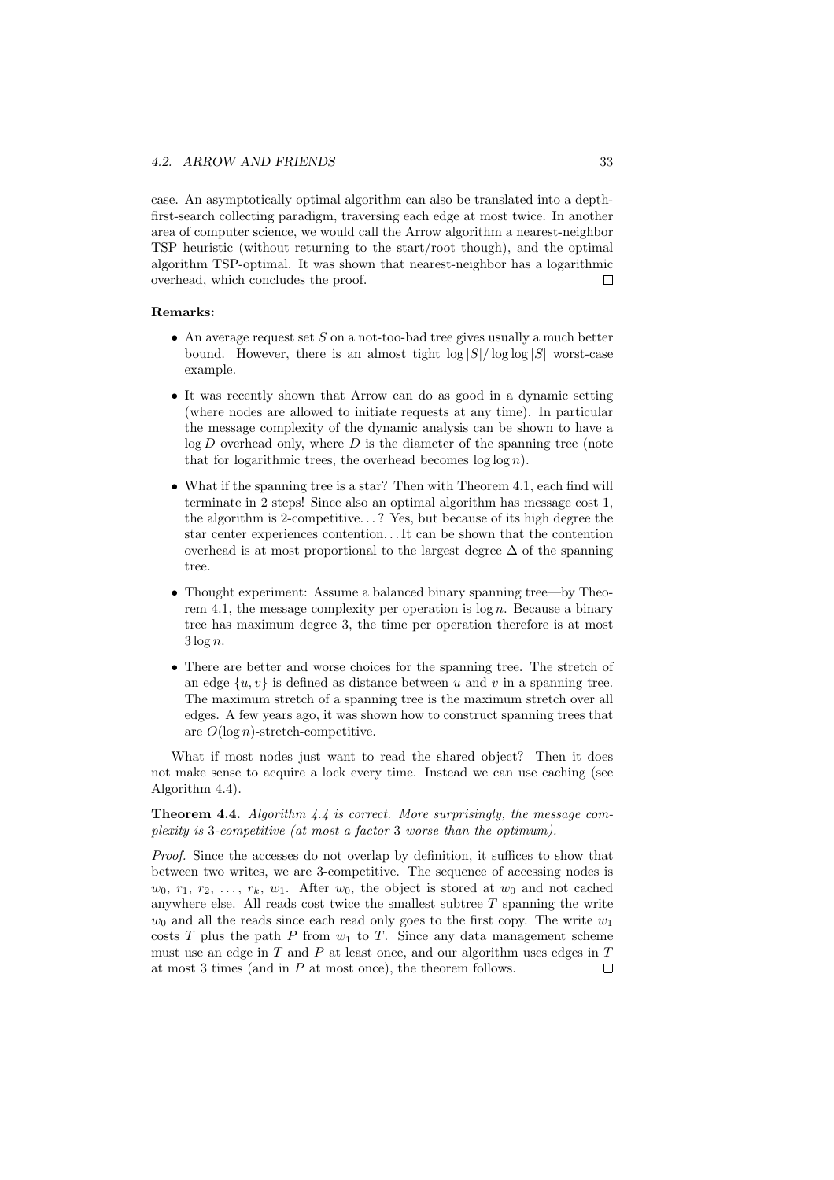case. An asymptotically optimal algorithm can also be translated into a depth-first-search collecting paradigm, traversing each edge at most twice. In another area of computer science, we would call the Arrow algorithm a nearest-neighbor TSP heuristic (without returning to the start/root though), and the optimal algorithm TSP-optimal. It was shown that nearest-neighbor has a logarithmic overhead, which concludes the proof. □

**Remarks:**

- An average request set $S$ on a not-too-bad tree gives usually a much better bound. However, there is an almost tight $\log |S|/\log\log |S|$ worst-case example.
- It was recently shown that Arrow can do as good in a dynamic setting (where nodes are allowed to initiate requests at any time). In particular the message complexity of the dynamic analysis can be shown to have a $\log D$ overhead only, where $D$ is the diameter of the spanning tree (note that for logarithmic trees, the overhead becomes $\log\log n$).
- What if the spanning tree is a star? Then with Theorem 4.1, each find will terminate in 2 steps! Since also an optimal algorithm has message cost 1, the algorithm is 2-competitive. . . ? Yes, but because of its high degree the star center experiences contention. . . It can be shown that the contention overhead is at most proportional to the largest degree $\Delta$ of the spanning tree.
- Thought experiment: Assume a balanced binary spanning tree—by Theorem 4.1, the message complexity per operation is $\log n$. Because a binary tree has maximum degree 3, the time per operation therefore is at most $3 \log n$.
- There are better and worse choices for the spanning tree. The stretch of an edge $\{u, v\}$ is defined as distance between $u$ and $v$ in a spanning tree. The maximum stretch of a spanning tree is the maximum stretch over all edges. A few years ago, it was shown how to construct spanning trees that are $O(\log n)$-stretch-competitive.

What if most nodes just want to read the shared object? Then it does not make sense to acquire a lock every time. Instead we can use caching (see Algorithm 4.4).

**Theorem 4.4.** *Algorithm 4.4 is correct. More surprisingly, the message complexity is 3-competitive (at most a factor 3 worse than the optimum).*

*Proof.* Since the accesses do not overlap by definition, it suffices to show that between two writes, we are 3-competitive. The sequence of accessing nodes is $w_0$, $r_1$, $r_2$, . . . , $r_k$, $w_1$. After $w_0$, the object is stored at $w_0$ and not cached anywhere else. All reads cost twice the smallest subtree $T$ spanning the write $w_0$ and all the reads since each read only goes to the first copy. The write $w_1$ costs $T$ plus the path $P$ from $w_1$ to $T$. Since any data management scheme must use an edge in $T$ and $P$ at least once, and our algorithm uses edges in $T$ at most 3 times (and in $P$ at most once), the theorem follows. □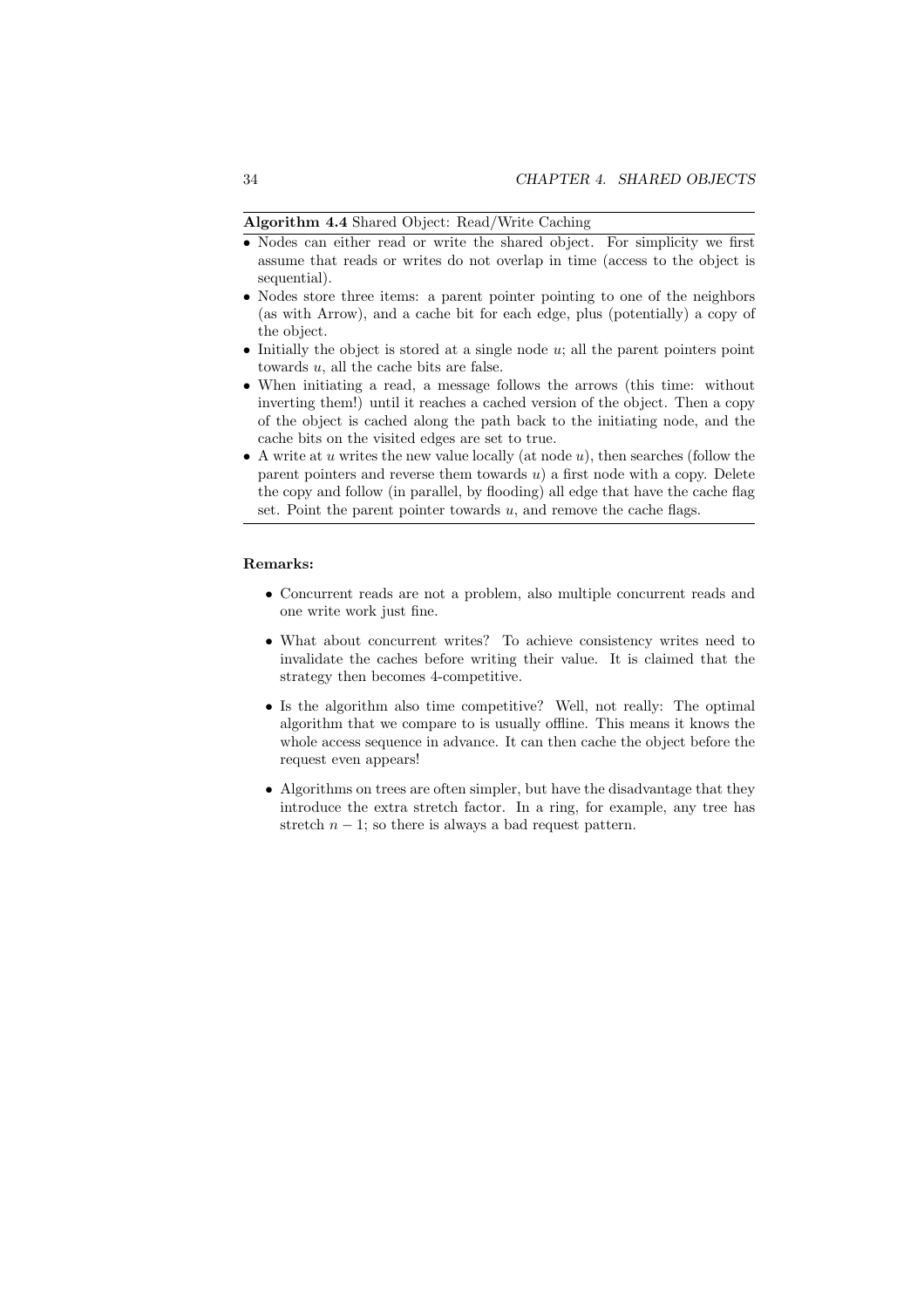**Algorithm 4.4** Shared Object: Read/Write Caching

- Nodes can either read or write the shared object. For simplicity we first assume that reads or writes do not overlap in time (access to the object is sequential).
- Nodes store three items: a parent pointer pointing to one of the neighbors (as with Arrow), and a cache bit for each edge, plus (potentially) a copy of the object.
- Initially the object is stored at a single node $u$; all the parent pointers point towards $u$, all the cache bits are false.
- When initiating a read, a message follows the arrows (this time: without inverting them!) until it reaches a cached version of the object. Then a copy of the object is cached along the path back to the initiating node, and the cache bits on the visited edges are set to true.
- A write at $u$ writes the new value locally (at node $u$), then searches (follow the parent pointers and reverse them towards $u$) a first node with a copy. Delete the copy and follow (in parallel, by flooding) all edge that have the cache flag set. Point the parent pointer towards $u$, and remove the cache flags.

**Remarks:**

- Concurrent reads are not a problem, also multiple concurrent reads and one write work just fine.
- What about concurrent writes? To achieve consistency writes need to invalidate the caches before writing their value. It is claimed that the strategy then becomes 4-competitive.
- Is the algorithm also time competitive? Well, not really: The optimal algorithm that we compare to is usually offline. This means it knows the whole access sequence in advance. It can then cache the object before the request even appears!
- Algorithms on trees are often simpler, but have the disadvantage that they introduce the extra stretch factor. In a ring, for example, any tree has stretch $n - 1$; so there is always a bad request pattern.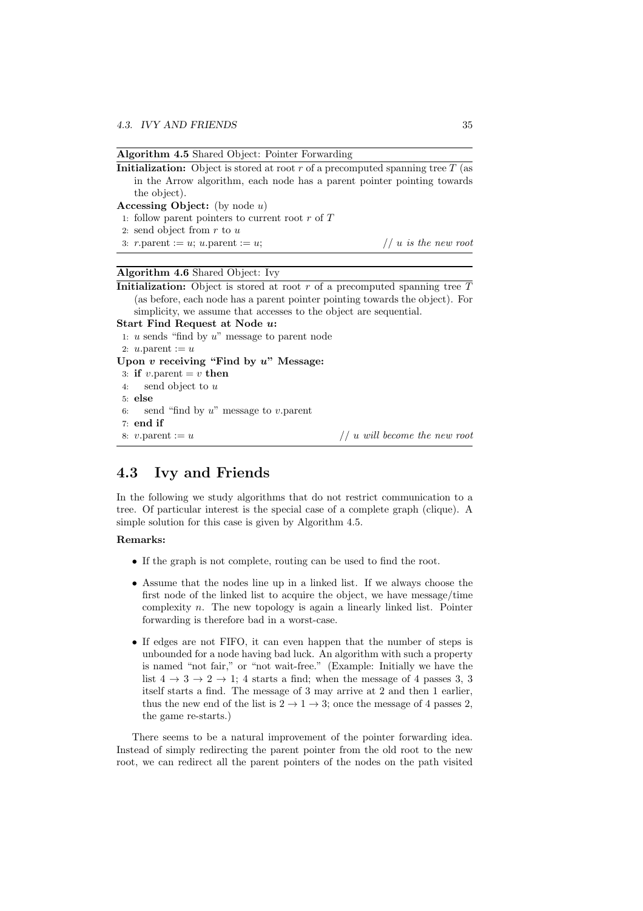**Algorithm 4.5** Shared Object: Pointer Forwarding

**Initialization:** Object is stored at root $r$ of a precomputed spanning tree $T$ (as in the Arrow algorithm, each node has a parent pointer pointing towards the object).

**Accessing Object:** (by node $u$)

```
1: follow parent pointers to current root r of T
2: send object from r to u
3: r.parent := u; u.parent := u;                    // u is the new root
```

**Algorithm 4.6** Shared Object: Ivy

**Initialization:** Object is stored at root $r$ of a precomputed spanning tree $T$ (as before, each node has a parent pointer pointing towards the object). For simplicity, we assume that accesses to the object are sequential.

**Start Find Request at Node $u$:**

```
1: u sends "find by u" message to parent node
2: u.parent := u
```

**Upon $v$ receiving "Find by $u$" Message:**

```
3: if v.parent = v then
4:    send object to u
5: else
6:    send "find by u" message to v.parent
7: end if
8: v.parent := u                                    // u will become the new root
```

## 4.3 Ivy and Friends

In the following we study algorithms that do not restrict communication to a tree. Of particular interest is the special case of a complete graph (clique). A simple solution for this case is given by Algorithm 4.5.

**Remarks:**

- If the graph is not complete, routing can be used to find the root.
- Assume that the nodes line up in a linked list. If we always choose the first node of the linked list to acquire the object, we have message/time complexity $n$. The new topology is again a linearly linked list. Pointer forwarding is therefore bad in a worst-case.
- If edges are not FIFO, it can even happen that the number of steps is unbounded for a node having bad luck. An algorithm with such a property is named "not fair," or "not wait-free." (Example: Initially we have the list $4 \rightarrow 3 \rightarrow 2 \rightarrow 1$; 4 starts a find; when the message of 4 passes 3, 3 itself starts a find. The message of 3 may arrive at 2 and then 1 earlier, thus the new end of the list is $2 \rightarrow 1 \rightarrow 3$; once the message of 4 passes 2, the game re-starts.)

There seems to be a natural improvement of the pointer forwarding idea. Instead of simply redirecting the parent pointer from the old root to the new root, we can redirect all the parent pointers of the nodes on the path visited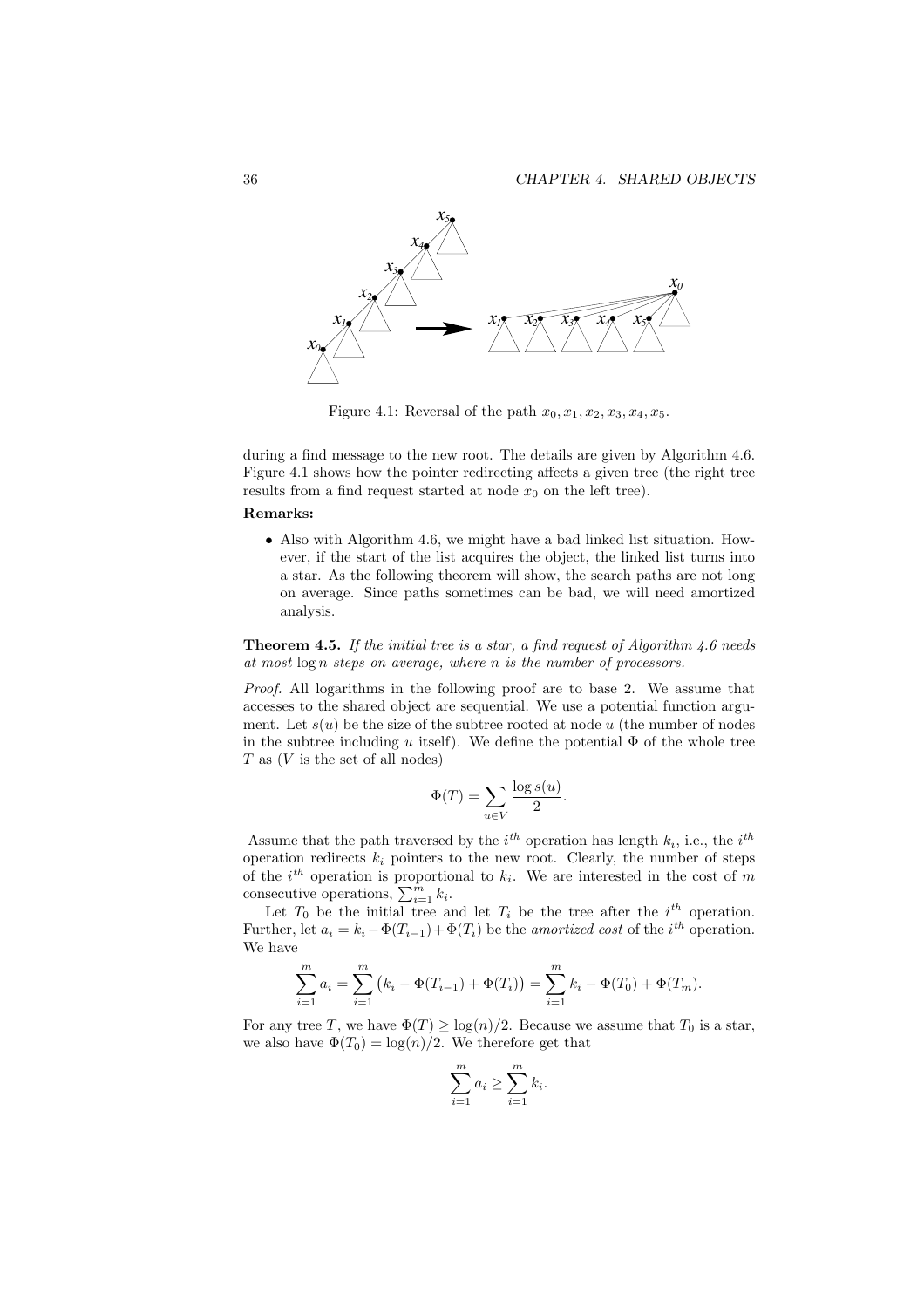Figure 4.1: Reversal of the path $x_0, x_1, x_2, x_3, x_4, x_5$.

during a find message to the new root. The details are given by Algorithm 4.6. Figure 4.1 shows how the pointer redirecting affects a given tree (the right tree results from a find request started at node $x_0$ on the left tree).

**Remarks:**

- Also with Algorithm 4.6, we might have a bad linked list situation. However, if the start of the list acquires the object, the linked list turns into a star. As the following theorem will show, the search paths are not long on average. Since paths sometimes can be bad, we will need amortized analysis.

**Theorem 4.5.** *If the initial tree is a star, a find request of Algorithm 4.6 needs at most* $\log n$ *steps on average, where* $n$ *is the number of processors.*

*Proof.* All logarithms in the following proof are to base 2. We assume that accesses to the shared object are sequential. We use a potential function argument. Let $s(u)$ be the size of the subtree rooted at node $u$ (the number of nodes in the subtree including $u$ itself). We define the potential $\Phi$ of the whole tree $T$ as ($V$ is the set of all nodes)

$$\Phi(T) = \sum_{u \in V} \frac{\log s(u)}{2}.$$

Assume that the path traversed by the $i^{th}$ operation has length $k_i$, i.e., the $i^{th}$ operation redirects $k_i$ pointers to the new root. Clearly, the number of steps of the $i^{th}$ operation is proportional to $k_i$. We are interested in the cost of $m$ consecutive operations, $\sum_{i=1}^{m} k_i$.

Let $T_0$ be the initial tree and let $T_i$ be the tree after the $i^{th}$ operation. Further, let $a_i = k_i - \Phi(T_{i-1}) + \Phi(T_i)$ be the *amortized cost* of the $i^{th}$ operation. We have

$$\sum_{i=1}^{m} a_i = \sum_{i=1}^{m} \big(k_i - \Phi(T_{i-1}) + \Phi(T_i)\big) = \sum_{i=1}^{m} k_i - \Phi(T_0) + \Phi(T_m).$$

For any tree $T$, we have $\Phi(T) \geq \log(n)/2$. Because we assume that $T_0$ is a star, we also have $\Phi(T_0) = \log(n)/2$. We therefore get that

$$\sum_{i=1}^{m} a_i \geq \sum_{i=1}^{m} k_i.$$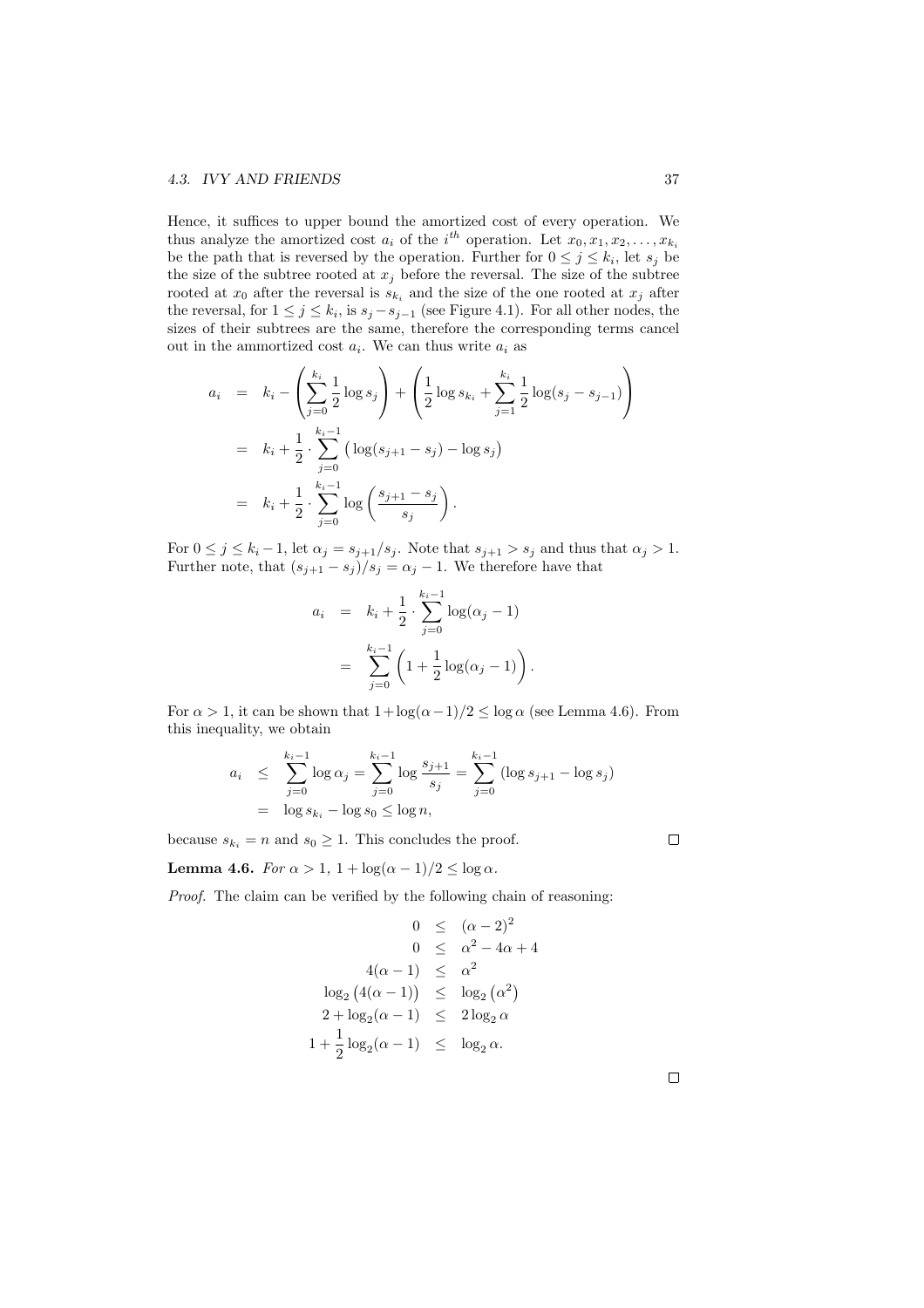Hence, it suffices to upper bound the amortized cost of every operation. We thus analyze the amortized cost $a_i$ of the $i^{th}$ operation. Let $x_0, x_1, x_2, \ldots, x_{k_i}$ be the path that is reversed by the operation. Further for $0 \leq j \leq k_i$, let $s_j$ be the size of the subtree rooted at $x_j$ before the reversal. The size of the subtree rooted at $x_0$ after the reversal is $s_{k_i}$ and the size of the one rooted at $x_j$ after the reversal, for $1 \leq j \leq k_i$, is $s_j - s_{j-1}$ (see Figure 4.1). For all other nodes, the sizes of their subtrees are the same, therefore the corresponding terms cancel out in the ammortized cost $a_i$. We can thus write $a_i$ as

$$
\begin{aligned}
a_i &= k_i - \left( \sum_{j=0}^{k_i} \frac{1}{2} \log s_j \right) + \left( \frac{1}{2} \log s_{k_i} + \sum_{j=1}^{k_i} \frac{1}{2} \log(s_j - s_{j-1}) \right) \\
&= k_i + \frac{1}{2} \cdot \sum_{j=0}^{k_i - 1} \big( \log(s_{j+1} - s_j) - \log s_j \big) \\
&= k_i + \frac{1}{2} \cdot \sum_{j=0}^{k_i - 1} \log \left( \frac{s_{j+1} - s_j}{s_j} \right).
\end{aligned}
$$

For $0 \leq j \leq k_i - 1$, let $\alpha_j = s_{j+1}/s_j$. Note that $s_{j+1} > s_j$ and thus that $\alpha_j > 1$. Further note, that $(s_{j+1} - s_j)/s_j = \alpha_j - 1$. We therefore have that

$$
\begin{aligned}
a_i &= k_i + \frac{1}{2} \cdot \sum_{j=0}^{k_i - 1} \log(\alpha_j - 1) \\
&= \sum_{j=0}^{k_i - 1} \left( 1 + \frac{1}{2} \log(\alpha_j - 1) \right).
\end{aligned}
$$

For $\alpha > 1$, it can be shown that $1 + \log(\alpha - 1)/2 \leq \log \alpha$ (see Lemma 4.6). From this inequality, we obtain

$$
\begin{aligned}
a_i &\leq \sum_{j=0}^{k_i - 1} \log \alpha_j = \sum_{j=0}^{k_i - 1} \log \frac{s_{j+1}}{s_j} = \sum_{j=0}^{k_i - 1} (\log s_{j+1} - \log s_j) \\
&= \log s_{k_i} - \log s_0 \leq \log n,
\end{aligned}
$$

because $s_{k_i} = n$ and $s_0 \geq 1$. This concludes the proof. □

**Lemma 4.6.** *For $\alpha > 1$, $1 + \log(\alpha - 1)/2 \leq \log \alpha$.*

*Proof.* The claim can be verified by the following chain of reasoning:

$$
\begin{aligned}
0 &\leq (\alpha - 2)^2 \\
0 &\leq \alpha^2 - 4\alpha + 4 \\
4(\alpha - 1) &\leq \alpha^2 \\
\log_2 \big( 4(\alpha - 1) \big) &\leq \log_2 \left( \alpha^2 \right) \\
2 + \log_2(\alpha - 1) &\leq 2 \log_2 \alpha \\
1 + \frac{1}{2} \log_2(\alpha - 1) &\leq \log_2 \alpha.
\end{aligned}
$$

□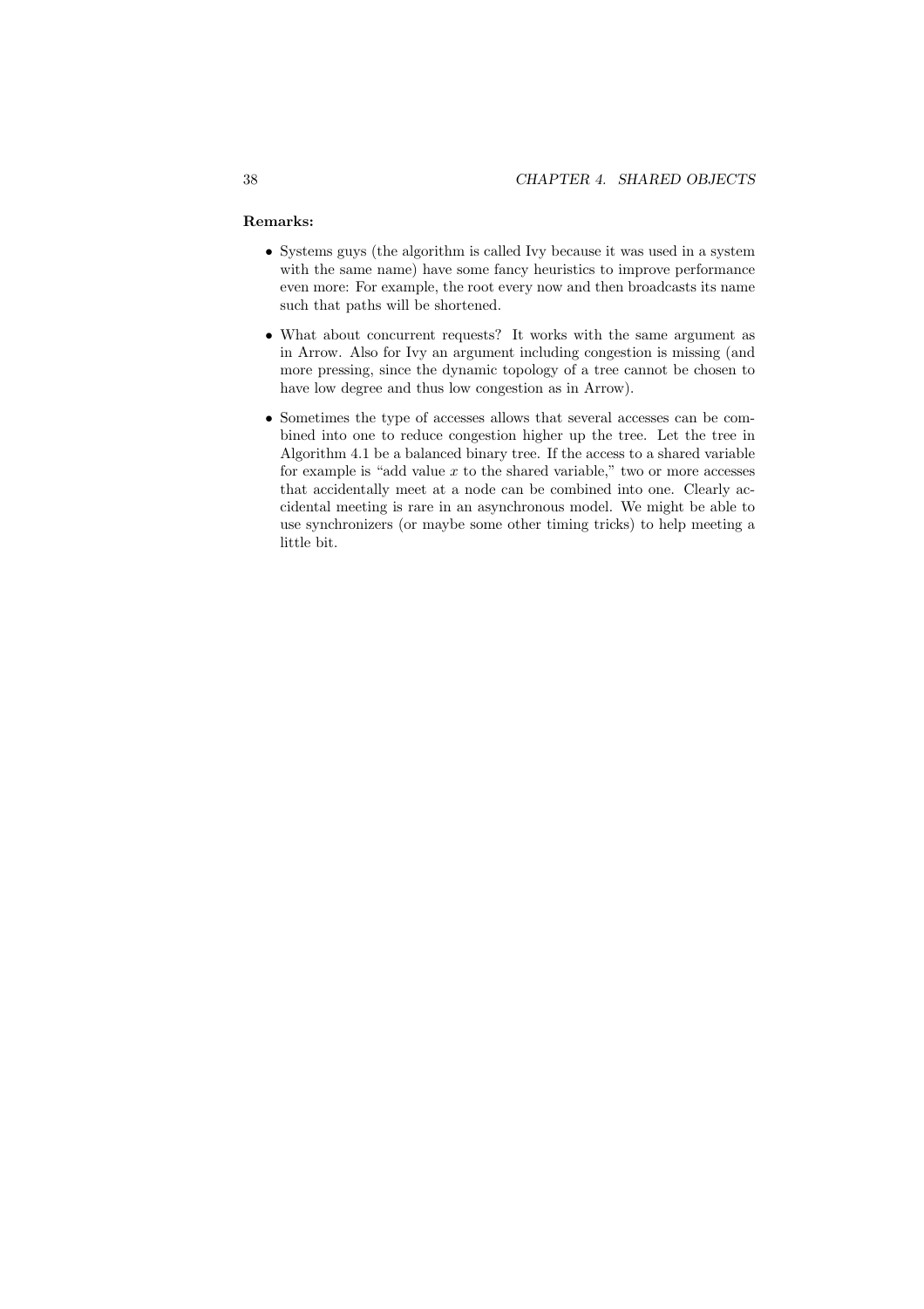**Remarks:**

- Systems guys (the algorithm is called Ivy because it was used in a system with the same name) have some fancy heuristics to improve performance even more: For example, the root every now and then broadcasts its name such that paths will be shortened.
- What about concurrent requests? It works with the same argument as in Arrow. Also for Ivy an argument including congestion is missing (and more pressing, since the dynamic topology of a tree cannot be chosen to have low degree and thus low congestion as in Arrow).
- Sometimes the type of accesses allows that several accesses can be combined into one to reduce congestion higher up the tree. Let the tree in Algorithm 4.1 be a balanced binary tree. If the access to a shared variable for example is "add value $x$ to the shared variable," two or more accesses that accidentally meet at a node can be combined into one. Clearly accidental meeting is rare in an asynchronous model. We might be able to use synchronizers (or maybe some other timing tricks) to help meeting a little bit.